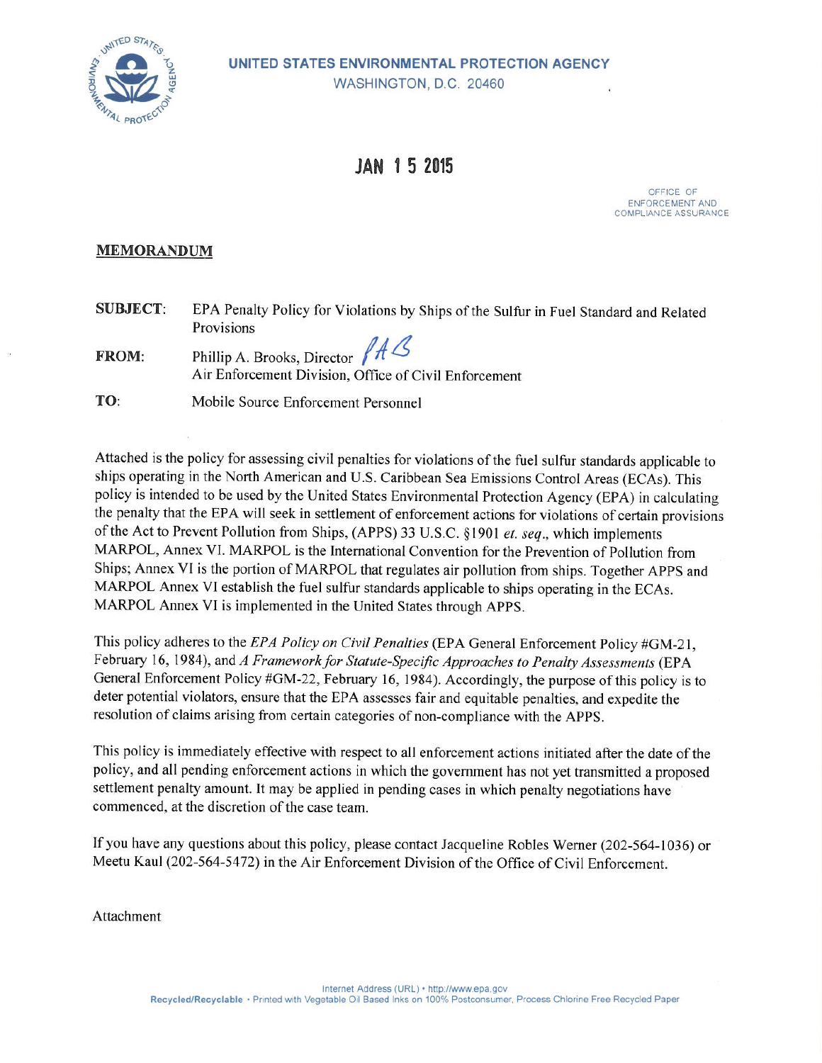**UNITED STATES ENVIRONMENTAL PROTECTION AGENCY**
WASHINGTON, D.C. 20460

**JAN 15 2015**

OFFICE OF
ENFORCEMENT AND
COMPLIANCE ASSURANCE

**MEMORANDUM**

**SUBJECT:** EPA Penalty Policy for Violations by Ships of the Sulfur in Fuel Standard and Related Provisions

**FROM:** Phillip A. Brooks, Director
Air Enforcement Division, Office of Civil Enforcement

**TO:** Mobile Source Enforcement Personnel

Attached is the policy for assessing civil penalties for violations of the fuel sulfur standards applicable to ships operating in the North American and U.S. Caribbean Sea Emissions Control Areas (ECAs). This policy is intended to be used by the United States Environmental Protection Agency (EPA) in calculating the penalty that the EPA will seek in settlement of enforcement actions for violations of certain provisions of the Act to Prevent Pollution from Ships, (APPS) 33 U.S.C. §1901 *et. seq*., which implements MARPOL, Annex VI. MARPOL is the International Convention for the Prevention of Pollution from Ships; Annex VI is the portion of MARPOL that regulates air pollution from ships. Together APPS and MARPOL Annex VI establish the fuel sulfur standards applicable to ships operating in the ECAs. MARPOL Annex VI is implemented in the United States through APPS.

This policy adheres to the *EPA Policy on Civil Penalties* (EPA General Enforcement Policy #GM-21, February 16, 1984), and *A Framework for Statute-Specific Approaches to Penalty Assessments* (EPA General Enforcement Policy #GM-22, February 16, 1984). Accordingly, the purpose of this policy is to deter potential violators, ensure that the EPA assesses fair and equitable penalties, and expedite the resolution of claims arising from certain categories of non-compliance with the APPS.

This policy is immediately effective with respect to all enforcement actions initiated after the date of the policy, and all pending enforcement actions in which the government has not yet transmitted a proposed settlement penalty amount. It may be applied in pending cases in which penalty negotiations have commenced, at the discretion of the case team.

If you have any questions about this policy, please contact Jacqueline Robles Werner (202-564-1036) or Meetu Kaul (202-564-5472) in the Air Enforcement Division of the Office of Civil Enforcement.

Attachment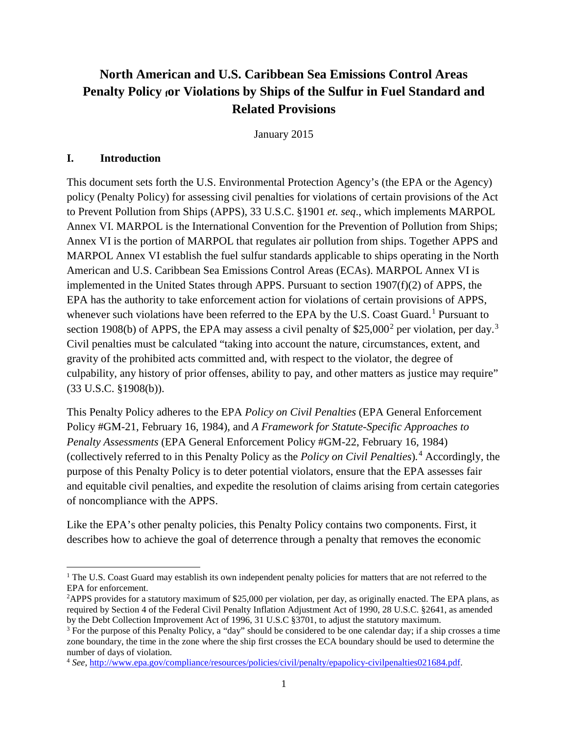# North American and U.S. Caribbean Sea Emissions Control Areas Penalty Policy for Violations by Ships of the Sulfur in Fuel Standard and Related Provisions

January 2015

## I. Introduction

This document sets forth the U.S. Environmental Protection Agency's (the EPA or the Agency) policy (Penalty Policy) for assessing civil penalties for violations of certain provisions of the Act to Prevent Pollution from Ships (APPS), 33 U.S.C. §1901 *et. seq*., which implements MARPOL Annex VI. MARPOL is the International Convention for the Prevention of Pollution from Ships; Annex VI is the portion of MARPOL that regulates air pollution from ships. Together APPS and MARPOL Annex VI establish the fuel sulfur standards applicable to ships operating in the North American and U.S. Caribbean Sea Emissions Control Areas (ECAs). MARPOL Annex VI is implemented in the United States through APPS. Pursuant to section 1907(f)(2) of APPS, the EPA has the authority to take enforcement action for violations of certain provisions of APPS, whenever such violations have been referred to the EPA by the U.S. Coast Guard.[1] Pursuant to section 1908(b) of APPS, the EPA may assess a civil penalty of $25,000[2] per violation, per day.[3] Civil penalties must be calculated "taking into account the nature, circumstances, extent, and gravity of the prohibited acts committed and, with respect to the violator, the degree of culpability, any history of prior offenses, ability to pay, and other matters as justice may require" (33 U.S.C. §1908(b)).

This Penalty Policy adheres to the EPA *Policy on Civil Penalties* (EPA General Enforcement Policy #GM-21, February 16, 1984), and *A Framework for Statute-Specific Approaches to Penalty Assessments* (EPA General Enforcement Policy #GM-22, February 16, 1984) (collectively referred to in this Penalty Policy as the *Policy on Civil Penalties*).[4] Accordingly, the purpose of this Penalty Policy is to deter potential violators, ensure that the EPA assesses fair and equitable civil penalties, and expedite the resolution of claims arising from certain categories of noncompliance with the APPS.

Like the EPA's other penalty policies, this Penalty Policy contains two components. First, it describes how to achieve the goal of deterrence through a penalty that removes the economic

---

[1] The U.S. Coast Guard may establish its own independent penalty policies for matters that are not referred to the EPA for enforcement.

[2] APPS provides for a statutory maximum of $25,000 per violation, per day, as originally enacted. The EPA plans, as required by Section 4 of the Federal Civil Penalty Inflation Adjustment Act of 1990, 28 U.S.C. §2641, as amended by the Debt Collection Improvement Act of 1996, 31 U.S.C §3701, to adjust the statutory maximum.

[3] For the purpose of this Penalty Policy, a "day" should be considered to be one calendar day; if a ship crosses a time zone boundary, the time in the zone where the ship first crosses the ECA boundary should be used to determine the number of days of violation.

[4] *See*, http://www.epa.gov/compliance/resources/policies/civil/penalty/epapolicy-civilpenalties021684.pdf.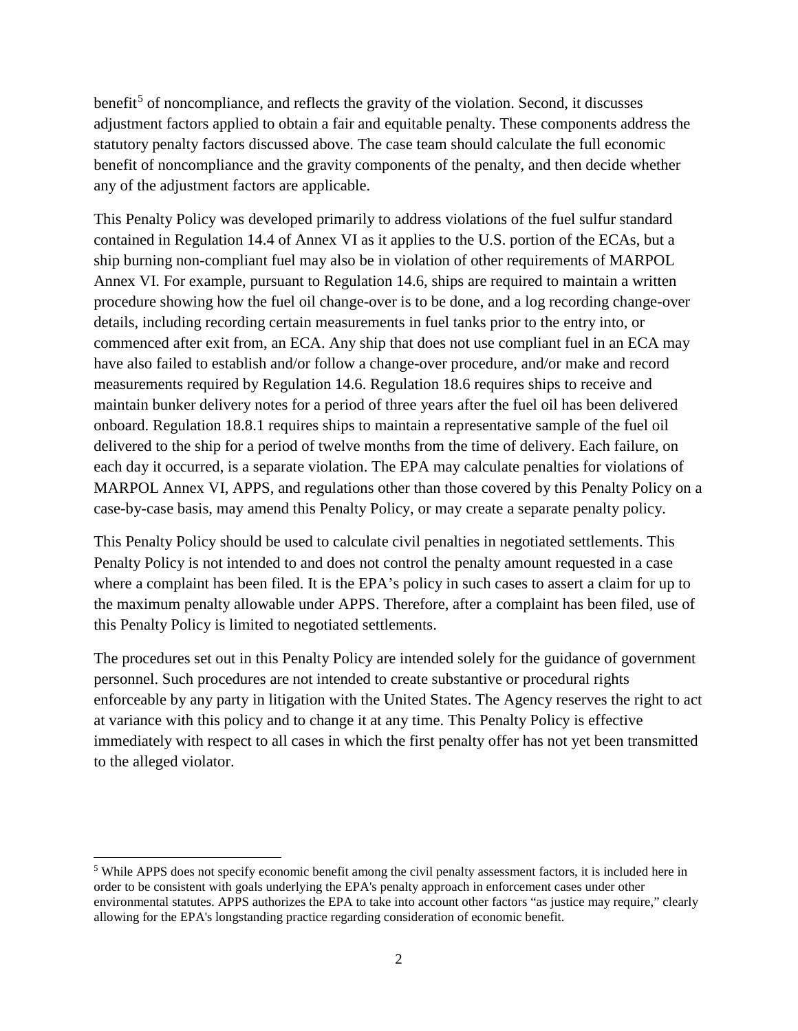benefit[5] of noncompliance, and reflects the gravity of the violation. Second, it discusses adjustment factors applied to obtain a fair and equitable penalty. These components address the statutory penalty factors discussed above. The case team should calculate the full economic benefit of noncompliance and the gravity components of the penalty, and then decide whether any of the adjustment factors are applicable.

This Penalty Policy was developed primarily to address violations of the fuel sulfur standard contained in Regulation 14.4 of Annex VI as it applies to the U.S. portion of the ECAs, but a ship burning non-compliant fuel may also be in violation of other requirements of MARPOL Annex VI. For example, pursuant to Regulation 14.6, ships are required to maintain a written procedure showing how the fuel oil change-over is to be done, and a log recording change-over details, including recording certain measurements in fuel tanks prior to the entry into, or commenced after exit from, an ECA. Any ship that does not use compliant fuel in an ECA may have also failed to establish and/or follow a change-over procedure, and/or make and record measurements required by Regulation 14.6. Regulation 18.6 requires ships to receive and maintain bunker delivery notes for a period of three years after the fuel oil has been delivered onboard. Regulation 18.8.1 requires ships to maintain a representative sample of the fuel oil delivered to the ship for a period of twelve months from the time of delivery. Each failure, on each day it occurred, is a separate violation. The EPA may calculate penalties for violations of MARPOL Annex VI, APPS, and regulations other than those covered by this Penalty Policy on a case-by-case basis, may amend this Penalty Policy, or may create a separate penalty policy.

This Penalty Policy should be used to calculate civil penalties in negotiated settlements. This Penalty Policy is not intended to and does not control the penalty amount requested in a case where a complaint has been filed. It is the EPA's policy in such cases to assert a claim for up to the maximum penalty allowable under APPS. Therefore, after a complaint has been filed, use of this Penalty Policy is limited to negotiated settlements.

The procedures set out in this Penalty Policy are intended solely for the guidance of government personnel. Such procedures are not intended to create substantive or procedural rights enforceable by any party in litigation with the United States. The Agency reserves the right to act at variance with this policy and to change it at any time. This Penalty Policy is effective immediately with respect to all cases in which the first penalty offer has not yet been transmitted to the alleged violator.

---

[5] While APPS does not specify economic benefit among the civil penalty assessment factors, it is included here in order to be consistent with goals underlying the EPA's penalty approach in enforcement cases under other environmental statutes. APPS authorizes the EPA to take into account other factors "as justice may require," clearly allowing for the EPA's longstanding practice regarding consideration of economic benefit.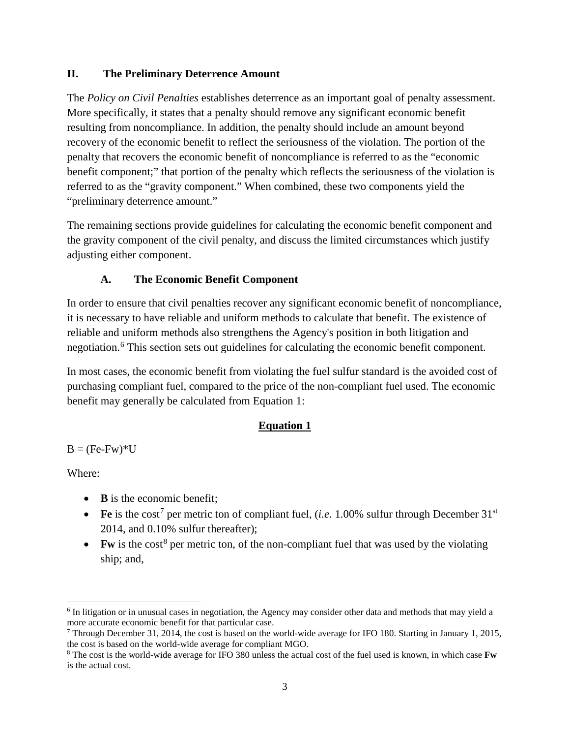## II. The Preliminary Deterrence Amount

The *Policy on Civil Penalties* establishes deterrence as an important goal of penalty assessment. More specifically, it states that a penalty should remove any significant economic benefit resulting from noncompliance. In addition, the penalty should include an amount beyond recovery of the economic benefit to reflect the seriousness of the violation. The portion of the penalty that recovers the economic benefit of noncompliance is referred to as the "economic benefit component;" that portion of the penalty which reflects the seriousness of the violation is referred to as the "gravity component." When combined, these two components yield the "preliminary deterrence amount."

The remaining sections provide guidelines for calculating the economic benefit component and the gravity component of the civil penalty, and discuss the limited circumstances which justify adjusting either component.

### A. The Economic Benefit Component

In order to ensure that civil penalties recover any significant economic benefit of noncompliance, it is necessary to have reliable and uniform methods to calculate that benefit. The existence of reliable and uniform methods also strengthens the Agency's position in both litigation and negotiation.[6] This section sets out guidelines for calculating the economic benefit component.

In most cases, the economic benefit from violating the fuel sulfur standard is the avoided cost of purchasing compliant fuel, compared to the price of the non-compliant fuel used. The economic benefit may generally be calculated from Equation 1:

**Equation 1**

$$B = (Fe - Fw) * U$$

Where:

- **B** is the economic benefit;
- **Fe** is the cost[7] per metric ton of compliant fuel, (*i.e.* 1.00% sulfur through December 31st 2014, and 0.10% sulfur thereafter);
- **Fw** is the cost[8] per metric ton, of the non-compliant fuel that was used by the violating ship; and,

---

[6] In litigation or in unusual cases in negotiation, the Agency may consider other data and methods that may yield a more accurate economic benefit for that particular case.

[7] Through December 31, 2014, the cost is based on the world-wide average for IFO 180. Starting in January 1, 2015, the cost is based on the world-wide average for compliant MGO.

[8] The cost is the world-wide average for IFO 380 unless the actual cost of the fuel used is known, in which case **Fw** is the actual cost.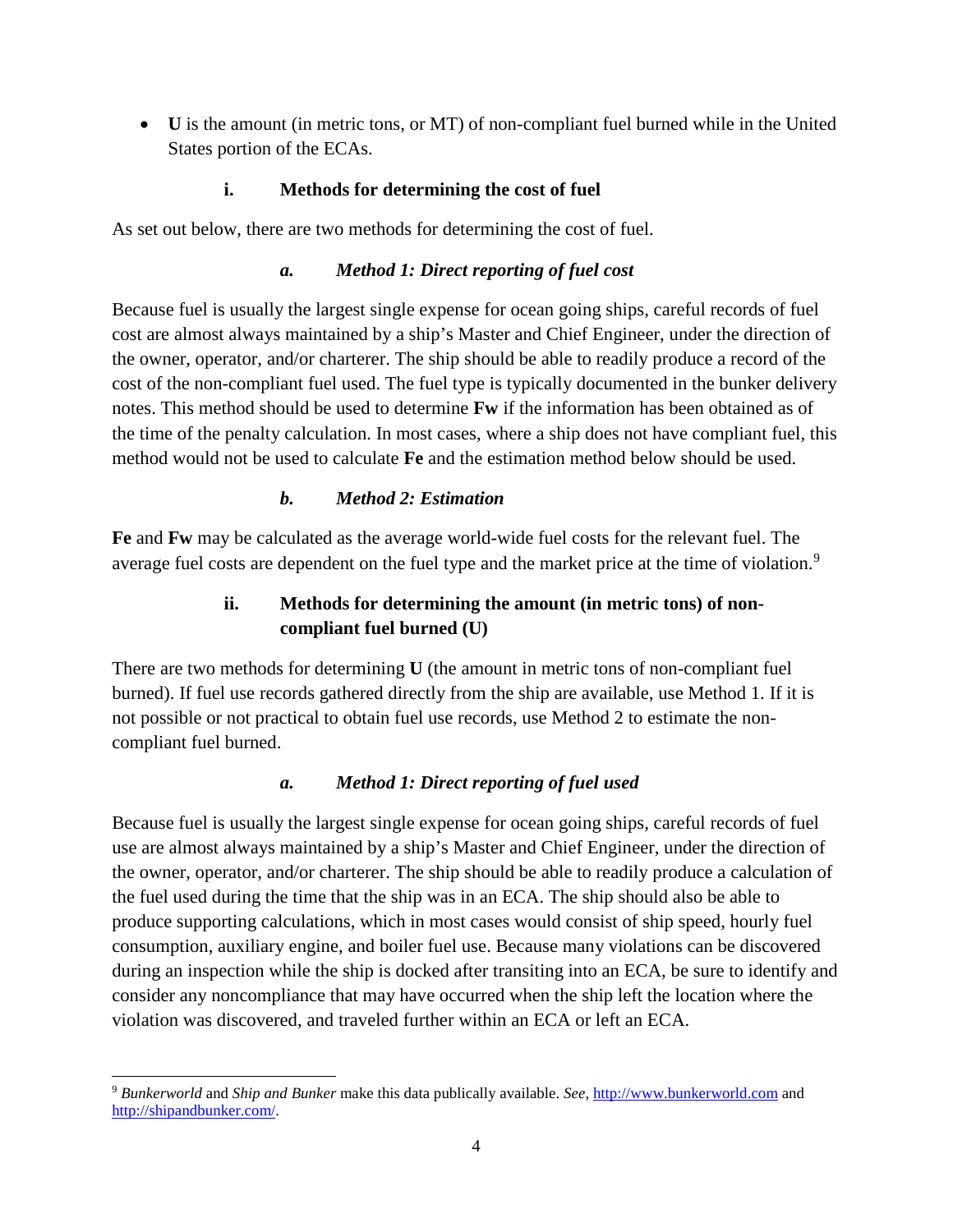- **U** is the amount (in metric tons, or MT) of non-compliant fuel burned while in the United States portion of the ECAs.

#### i. Methods for determining the cost of fuel

As set out below, there are two methods for determining the cost of fuel.

##### *a. Method 1: Direct reporting of fuel cost*

Because fuel is usually the largest single expense for ocean going ships, careful records of fuel cost are almost always maintained by a ship's Master and Chief Engineer, under the direction of the owner, operator, and/or charterer. The ship should be able to readily produce a record of the cost of the non-compliant fuel used. The fuel type is typically documented in the bunker delivery notes. This method should be used to determine **Fw** if the information has been obtained as of the time of the penalty calculation. In most cases, where a ship does not have compliant fuel, this method would not be used to calculate **Fe** and the estimation method below should be used.

##### *b. Method 2: Estimation*

**Fe** and **Fw** may be calculated as the average world-wide fuel costs for the relevant fuel. The average fuel costs are dependent on the fuel type and the market price at the time of violation.[9]

#### ii. Methods for determining the amount (in metric tons) of non-compliant fuel burned (U)

There are two methods for determining **U** (the amount in metric tons of non-compliant fuel burned). If fuel use records gathered directly from the ship are available, use Method 1. If it is not possible or not practical to obtain fuel use records, use Method 2 to estimate the non-compliant fuel burned.

##### *a. Method 1: Direct reporting of fuel used*

Because fuel is usually the largest single expense for ocean going ships, careful records of fuel use are almost always maintained by a ship's Master and Chief Engineer, under the direction of the owner, operator, and/or charterer. The ship should be able to readily produce a calculation of the fuel used during the time that the ship was in an ECA. The ship should also be able to produce supporting calculations, which in most cases would consist of ship speed, hourly fuel consumption, auxiliary engine, and boiler fuel use. Because many violations can be discovered during an inspection while the ship is docked after transiting into an ECA, be sure to identify and consider any noncompliance that may have occurred when the ship left the location where the violation was discovered, and traveled further within an ECA or left an ECA.

---

[9] *Bunkerworld* and *Ship and Bunker* make this data publically available. *See*, http://www.bunkerworld.com and http://shipandbunker.com/.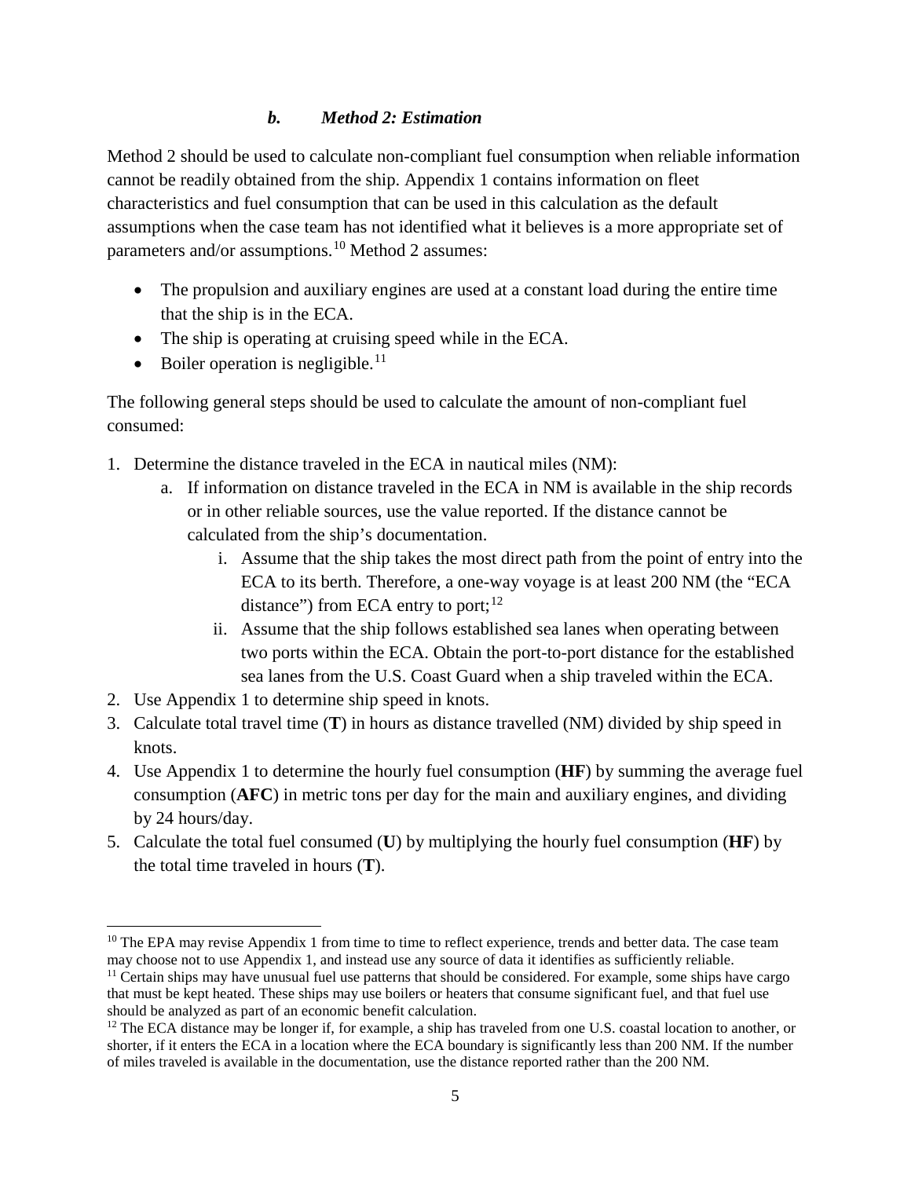### *b. Method 2: Estimation*

Method 2 should be used to calculate non-compliant fuel consumption when reliable information cannot be readily obtained from the ship. Appendix 1 contains information on fleet characteristics and fuel consumption that can be used in this calculation as the default assumptions when the case team has not identified what it believes is a more appropriate set of parameters and/or assumptions.[10] Method 2 assumes:

- The propulsion and auxiliary engines are used at a constant load during the entire time that the ship is in the ECA.
- The ship is operating at cruising speed while in the ECA.
- Boiler operation is negligible.[11]

The following general steps should be used to calculate the amount of non-compliant fuel consumed:

1. Determine the distance traveled in the ECA in nautical miles (NM):
   a. If information on distance traveled in the ECA in NM is available in the ship records or in other reliable sources, use the value reported. If the distance cannot be calculated from the ship's documentation.
      i. Assume that the ship takes the most direct path from the point of entry into the ECA to its berth. Therefore, a one-way voyage is at least 200 NM (the "ECA distance") from ECA entry to port;[12]
      ii. Assume that the ship follows established sea lanes when operating between two ports within the ECA. Obtain the port-to-port distance for the established sea lanes from the U.S. Coast Guard when a ship traveled within the ECA.
2. Use Appendix 1 to determine ship speed in knots.
3. Calculate total travel time (**T**) in hours as distance travelled (NM) divided by ship speed in knots.
4. Use Appendix 1 to determine the hourly fuel consumption (**HF**) by summing the average fuel consumption (**AFC**) in metric tons per day for the main and auxiliary engines, and dividing by 24 hours/day.
5. Calculate the total fuel consumed (**U**) by multiplying the hourly fuel consumption (**HF**) by the total time traveled in hours (**T**).

---

[10] The EPA may revise Appendix 1 from time to time to reflect experience, trends and better data. The case team may choose not to use Appendix 1, and instead use any source of data it identifies as sufficiently reliable.

[11] Certain ships may have unusual fuel use patterns that should be considered. For example, some ships have cargo that must be kept heated. These ships may use boilers or heaters that consume significant fuel, and that fuel use should be analyzed as part of an economic benefit calculation.

[12] The ECA distance may be longer if, for example, a ship has traveled from one U.S. coastal location to another, or shorter, if it enters the ECA in a location where the ECA boundary is significantly less than 200 NM. If the number of miles traveled is available in the documentation, use the distance reported rather than the 200 NM.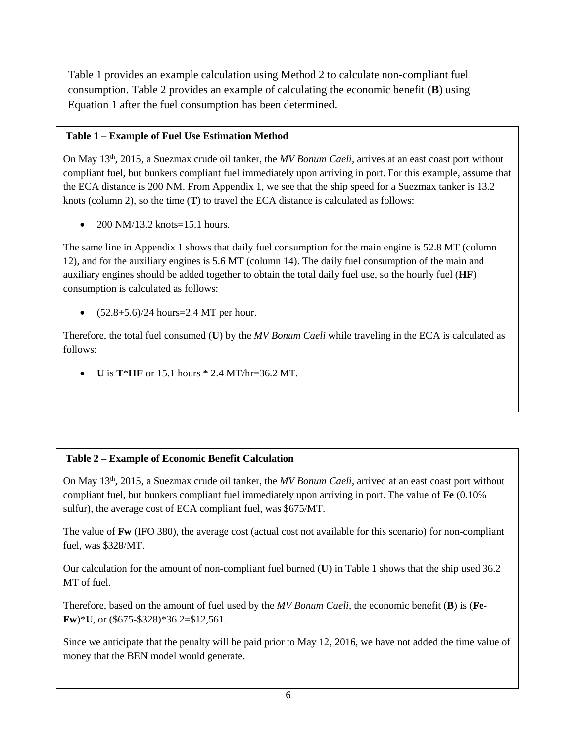Table 1 provides an example calculation using Method 2 to calculate non-compliant fuel consumption. Table 2 provides an example of calculating the economic benefit (**B**) using Equation 1 after the fuel consumption has been determined.

**Table 1 – Example of Fuel Use Estimation Method**

On May 13th, 2015, a Suezmax crude oil tanker, the *MV Bonum Caeli*, arrives at an east coast port without compliant fuel, but bunkers compliant fuel immediately upon arriving in port. For this example, assume that the ECA distance is 200 NM. From Appendix 1, we see that the ship speed for a Suezmax tanker is 13.2 knots (column 2), so the time (**T**) to travel the ECA distance is calculated as follows:

- 200 NM/13.2 knots=15.1 hours.

The same line in Appendix 1 shows that daily fuel consumption for the main engine is 52.8 MT (column 12), and for the auxiliary engines is 5.6 MT (column 14). The daily fuel consumption of the main and auxiliary engines should be added together to obtain the total daily fuel use, so the hourly fuel (**HF**) consumption is calculated as follows:

- (52.8+5.6)/24 hours=2.4 MT per hour.

Therefore, the total fuel consumed (**U**) by the *MV Bonum Caeli* while traveling in the ECA is calculated as follows:

- **U** is **T***HF** or 15.1 hours * 2.4 MT/hr=36.2 MT.

**Table 2 – Example of Economic Benefit Calculation**

On May 13th, 2015, a Suezmax crude oil tanker, the *MV Bonum Caeli*, arrived at an east coast port without compliant fuel, but bunkers compliant fuel immediately upon arriving in port. The value of **Fe** (0.10% sulfur), the average cost of ECA compliant fuel, was $675/MT.

The value of **Fw** (IFO 380), the average cost (actual cost not available for this scenario) for non-compliant fuel, was $328/MT.

Our calculation for the amount of non-compliant fuel burned (**U**) in Table 1 shows that the ship used 36.2 MT of fuel.

Therefore, based on the amount of fuel used by the *MV Bonum Caeli*, the economic benefit (**B**) is (**Fe-Fw**)***U**, or ($675-$328)*36.2=$12,561.

Since we anticipate that the penalty will be paid prior to May 12, 2016, we have not added the time value of money that the BEN model would generate.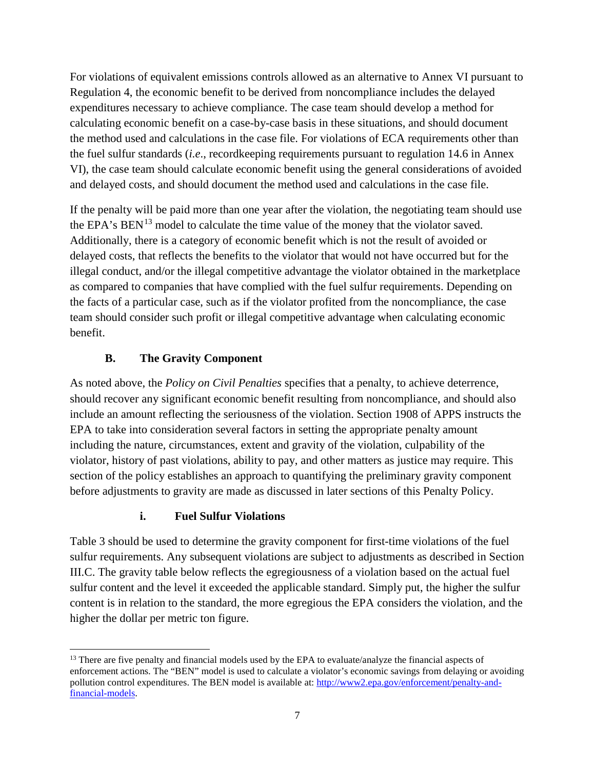For violations of equivalent emissions controls allowed as an alternative to Annex VI pursuant to Regulation 4, the economic benefit to be derived from noncompliance includes the delayed expenditures necessary to achieve compliance. The case team should develop a method for calculating economic benefit on a case-by-case basis in these situations, and should document the method used and calculations in the case file. For violations of ECA requirements other than the fuel sulfur standards (*i.e*., recordkeeping requirements pursuant to regulation 14.6 in Annex VI), the case team should calculate economic benefit using the general considerations of avoided and delayed costs, and should document the method used and calculations in the case file.

If the penalty will be paid more than one year after the violation, the negotiating team should use the EPA's BEN[13] model to calculate the time value of the money that the violator saved. Additionally, there is a category of economic benefit which is not the result of avoided or delayed costs, that reflects the benefits to the violator that would not have occurred but for the illegal conduct, and/or the illegal competitive advantage the violator obtained in the marketplace as compared to companies that have complied with the fuel sulfur requirements. Depending on the facts of a particular case, such as if the violator profited from the noncompliance, the case team should consider such profit or illegal competitive advantage when calculating economic benefit.

### B. The Gravity Component

As noted above, the *Policy on Civil Penalties* specifies that a penalty, to achieve deterrence, should recover any significant economic benefit resulting from noncompliance, and should also include an amount reflecting the seriousness of the violation. Section 1908 of APPS instructs the EPA to take into consideration several factors in setting the appropriate penalty amount including the nature, circumstances, extent and gravity of the violation, culpability of the violator, history of past violations, ability to pay, and other matters as justice may require. This section of the policy establishes an approach to quantifying the preliminary gravity component before adjustments to gravity are made as discussed in later sections of this Penalty Policy.

#### i. Fuel Sulfur Violations

Table 3 should be used to determine the gravity component for first-time violations of the fuel sulfur requirements. Any subsequent violations are subject to adjustments as described in Section III.C. The gravity table below reflects the egregiousness of a violation based on the actual fuel sulfur content and the level it exceeded the applicable standard. Simply put, the higher the sulfur content is in relation to the standard, the more egregious the EPA considers the violation, and the higher the dollar per metric ton figure.

---

[13] There are five penalty and financial models used by the EPA to evaluate/analyze the financial aspects of enforcement actions. The "BEN" model is used to calculate a violator's economic savings from delaying or avoiding pollution control expenditures. The BEN model is available at: http://www2.epa.gov/enforcement/penalty-and-financial-models.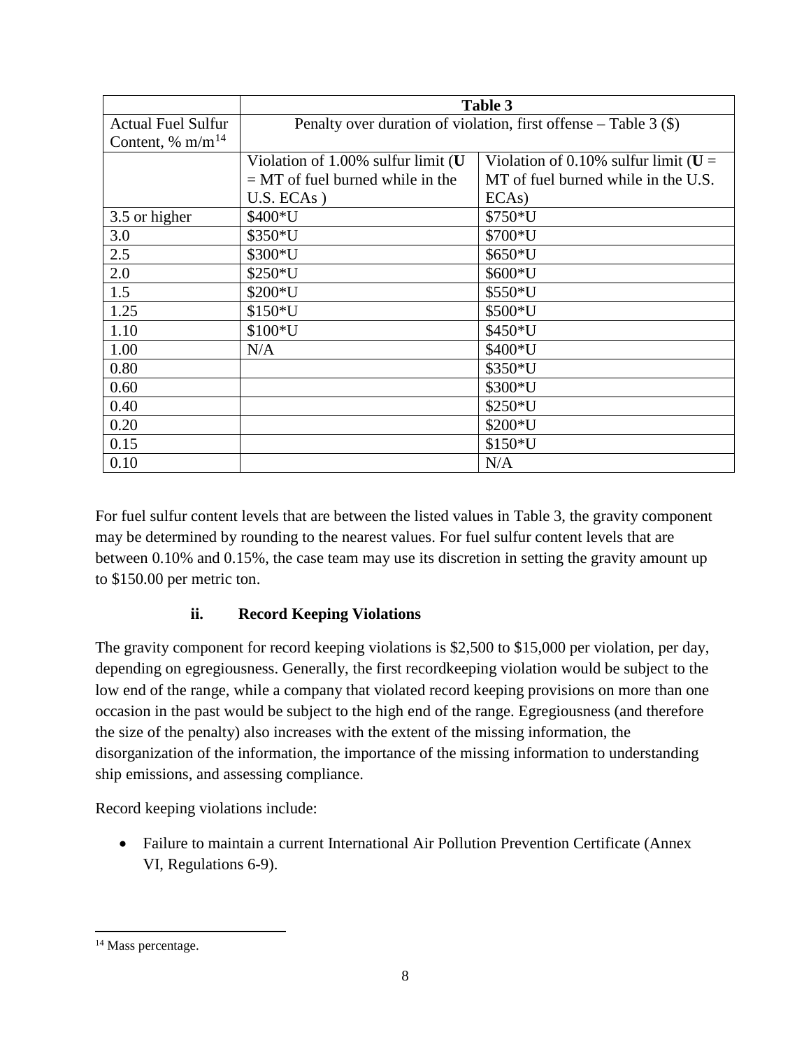| | Table 3 | |
|---|---|---|
| Actual Fuel Sulfur Content, % m/m[14] | Penalty over duration of violation, first offense – Table 3 ($) | |
| | Violation of 1.00% sulfur limit (**U** = MT of fuel burned while in the U.S. ECAs ) | Violation of 0.10% sulfur limit (**U** = MT of fuel burned while in the U.S. ECAs) |
| 3.5 or higher | $400*U | $750*U |
| 3.0 | $350*U | $700*U |
| 2.5 | $300*U | $650*U |
| 2.0 | $250*U | $600*U |
| 1.5 | $200*U | $550*U |
| 1.25 | $150*U | $500*U |
| 1.10 | $100*U | $450*U |
| 1.00 | N/A | $400*U |
| 0.80 | | $350*U |
| 0.60 | | $300*U |
| 0.40 | | $250*U |
| 0.20 | | $200*U |
| 0.15 | | $150*U |
| 0.10 | | N/A |

For fuel sulfur content levels that are between the listed values in Table 3, the gravity component may be determined by rounding to the nearest values. For fuel sulfur content levels that are between 0.10% and 0.15%, the case team may use its discretion in setting the gravity amount up to $150.00 per metric ton.

### ii. Record Keeping Violations

The gravity component for record keeping violations is $2,500 to $15,000 per violation, per day, depending on egregiousness. Generally, the first recordkeeping violation would be subject to the low end of the range, while a company that violated record keeping provisions on more than one occasion in the past would be subject to the high end of the range. Egregiousness (and therefore the size of the penalty) also increases with the extent of the missing information, the disorganization of the information, the importance of the missing information to understanding ship emissions, and assessing compliance.

Record keeping violations include:

- Failure to maintain a current International Air Pollution Prevention Certificate (Annex VI, Regulations 6-9).

[14] Mass percentage.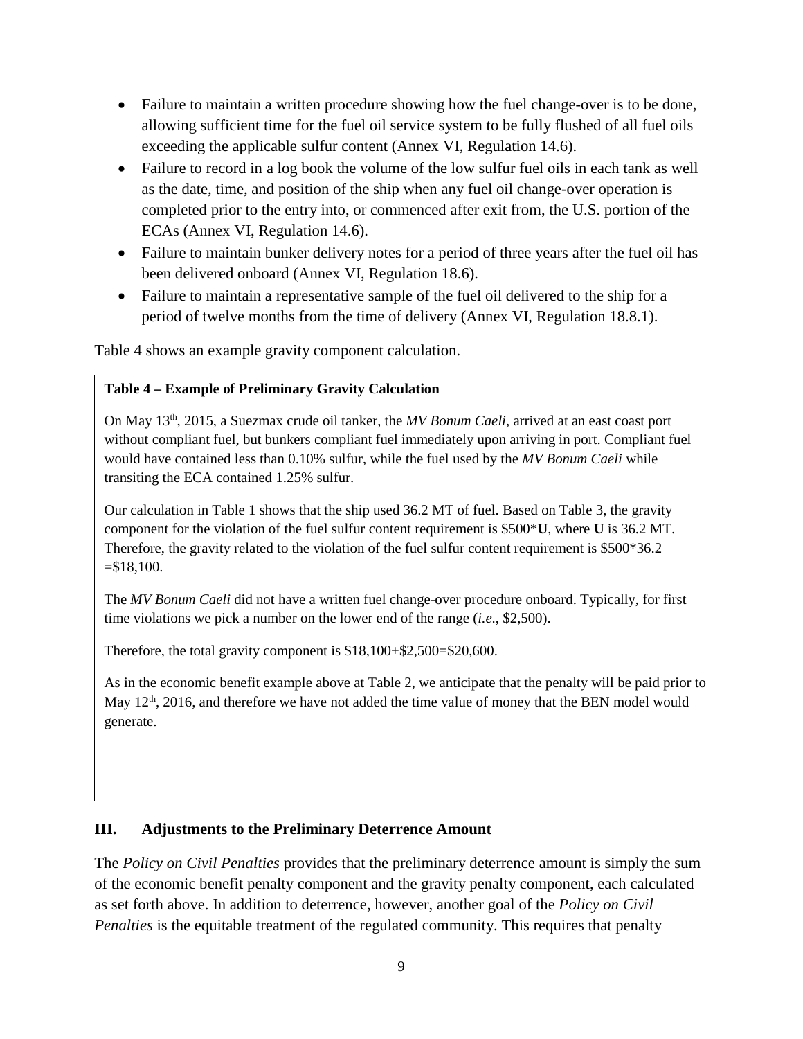- Failure to maintain a written procedure showing how the fuel change-over is to be done, allowing sufficient time for the fuel oil service system to be fully flushed of all fuel oils exceeding the applicable sulfur content (Annex VI, Regulation 14.6).
- Failure to record in a log book the volume of the low sulfur fuel oils in each tank as well as the date, time, and position of the ship when any fuel oil change-over operation is completed prior to the entry into, or commenced after exit from, the U.S. portion of the ECAs (Annex VI, Regulation 14.6).
- Failure to maintain bunker delivery notes for a period of three years after the fuel oil has been delivered onboard (Annex VI, Regulation 18.6).
- Failure to maintain a representative sample of the fuel oil delivered to the ship for a period of twelve months from the time of delivery (Annex VI, Regulation 18.8.1).

Table 4 shows an example gravity component calculation.

> **Table 4 – Example of Preliminary Gravity Calculation**
>
> On May 13th, 2015, a Suezmax crude oil tanker, the *MV Bonum Caeli*, arrived at an east coast port without compliant fuel, but bunkers compliant fuel immediately upon arriving in port. Compliant fuel would have contained less than 0.10% sulfur, while the fuel used by the *MV Bonum Caeli* while transiting the ECA contained 1.25% sulfur.
>
> Our calculation in Table 1 shows that the ship used 36.2 MT of fuel. Based on Table 3, the gravity component for the violation of the fuel sulfur content requirement is $500*$\mathbf{U}$, where $\mathbf{U}$ is 36.2 MT. Therefore, the gravity related to the violation of the fuel sulfur content requirement is $500*36.2 =$18,100.
>
> The *MV Bonum Caeli* did not have a written fuel change-over procedure onboard. Typically, for first time violations we pick a number on the lower end of the range (*i.e.*, $2,500).
>
> Therefore, the total gravity component is $18,100+$2,500=$20,600.
>
> As in the economic benefit example above at Table 2, we anticipate that the penalty will be paid prior to May 12th, 2016, and therefore we have not added the time value of money that the BEN model would generate.

## III. Adjustments to the Preliminary Deterrence Amount

The *Policy on Civil Penalties* provides that the preliminary deterrence amount is simply the sum of the economic benefit penalty component and the gravity penalty component, each calculated as set forth above. In addition to deterrence, however, another goal of the *Policy on Civil Penalties* is the equitable treatment of the regulated community. This requires that penalty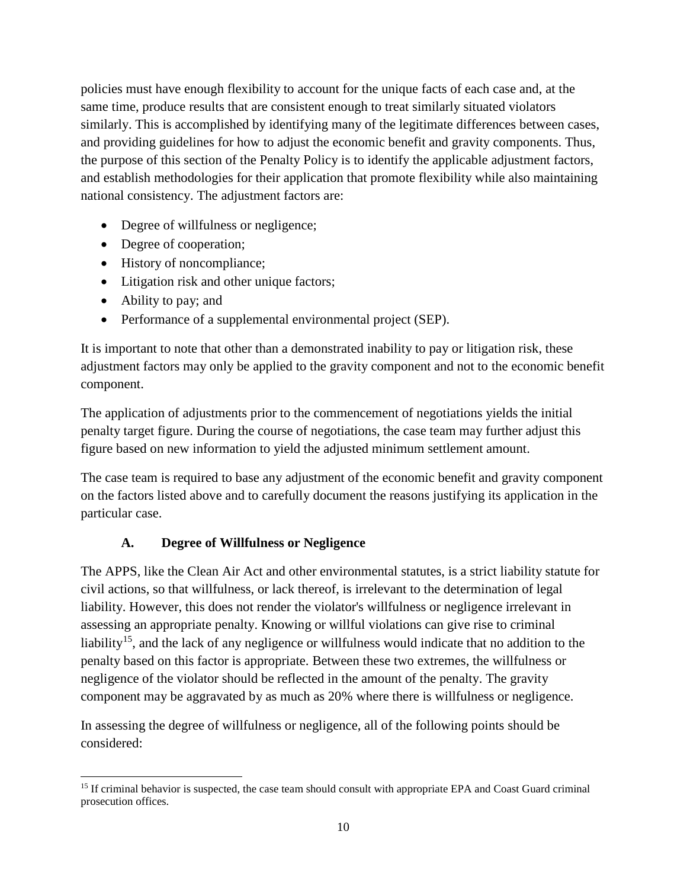policies must have enough flexibility to account for the unique facts of each case and, at the same time, produce results that are consistent enough to treat similarly situated violators similarly. This is accomplished by identifying many of the legitimate differences between cases, and providing guidelines for how to adjust the economic benefit and gravity components. Thus, the purpose of this section of the Penalty Policy is to identify the applicable adjustment factors, and establish methodologies for their application that promote flexibility while also maintaining national consistency. The adjustment factors are:

- Degree of willfulness or negligence;
- Degree of cooperation;
- History of noncompliance;
- Litigation risk and other unique factors;
- Ability to pay; and
- Performance of a supplemental environmental project (SEP).

It is important to note that other than a demonstrated inability to pay or litigation risk, these adjustment factors may only be applied to the gravity component and not to the economic benefit component.

The application of adjustments prior to the commencement of negotiations yields the initial penalty target figure. During the course of negotiations, the case team may further adjust this figure based on new information to yield the adjusted minimum settlement amount.

The case team is required to base any adjustment of the economic benefit and gravity component on the factors listed above and to carefully document the reasons justifying its application in the particular case.

### A. Degree of Willfulness or Negligence

The APPS, like the Clean Air Act and other environmental statutes, is a strict liability statute for civil actions, so that willfulness, or lack thereof, is irrelevant to the determination of legal liability. However, this does not render the violator's willfulness or negligence irrelevant in assessing an appropriate penalty. Knowing or willful violations can give rise to criminal liability[15], and the lack of any negligence or willfulness would indicate that no addition to the penalty based on this factor is appropriate. Between these two extremes, the willfulness or negligence of the violator should be reflected in the amount of the penalty. The gravity component may be aggravated by as much as 20% where there is willfulness or negligence.

In assessing the degree of willfulness or negligence, all of the following points should be considered:

[15] If criminal behavior is suspected, the case team should consult with appropriate EPA and Coast Guard criminal prosecution offices.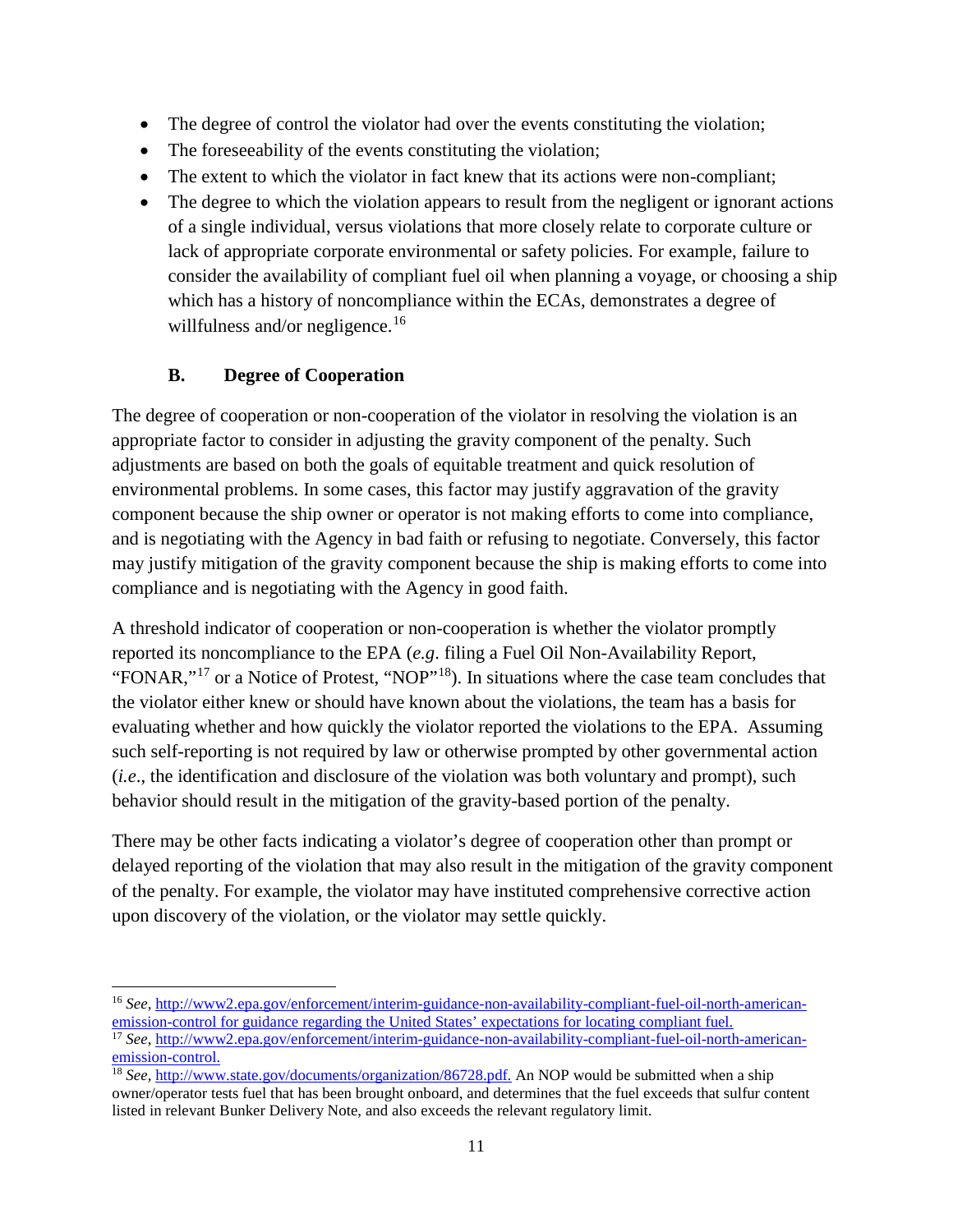- The degree of control the violator had over the events constituting the violation;
- The foreseeability of the events constituting the violation;
- The extent to which the violator in fact knew that its actions were non-compliant;
- The degree to which the violation appears to result from the negligent or ignorant actions of a single individual, versus violations that more closely relate to corporate culture or lack of appropriate corporate environmental or safety policies. For example, failure to consider the availability of compliant fuel oil when planning a voyage, or choosing a ship which has a history of noncompliance within the ECAs, demonstrates a degree of willfulness and/or negligence.[16]

### B. Degree of Cooperation

The degree of cooperation or non-cooperation of the violator in resolving the violation is an appropriate factor to consider in adjusting the gravity component of the penalty. Such adjustments are based on both the goals of equitable treatment and quick resolution of environmental problems. In some cases, this factor may justify aggravation of the gravity component because the ship owner or operator is not making efforts to come into compliance, and is negotiating with the Agency in bad faith or refusing to negotiate. Conversely, this factor may justify mitigation of the gravity component because the ship is making efforts to come into compliance and is negotiating with the Agency in good faith.

A threshold indicator of cooperation or non-cooperation is whether the violator promptly reported its noncompliance to the EPA (*e.g*. filing a Fuel Oil Non-Availability Report, "FONAR,"[17] or a Notice of Protest, "NOP"[18]). In situations where the case team concludes that the violator either knew or should have known about the violations, the team has a basis for evaluating whether and how quickly the violator reported the violations to the EPA. Assuming such self-reporting is not required by law or otherwise prompted by other governmental action (*i.e*., the identification and disclosure of the violation was both voluntary and prompt), such behavior should result in the mitigation of the gravity-based portion of the penalty.

There may be other facts indicating a violator's degree of cooperation other than prompt or delayed reporting of the violation that may also result in the mitigation of the gravity component of the penalty. For example, the violator may have instituted comprehensive corrective action upon discovery of the violation, or the violator may settle quickly.

---

[16] *See*, http://www2.epa.gov/enforcement/interim-guidance-non-availability-compliant-fuel-oil-north-american-emission-control for guidance regarding the United States' expectations for locating compliant fuel.

[17] *See*, http://www2.epa.gov/enforcement/interim-guidance-non-availability-compliant-fuel-oil-north-american-emission-control.

[18] *See*, http://www.state.gov/documents/organization/86728.pdf. An NOP would be submitted when a ship owner/operator tests fuel that has been brought onboard, and determines that the fuel exceeds that sulfur content listed in relevant Bunker Delivery Note, and also exceeds the relevant regulatory limit.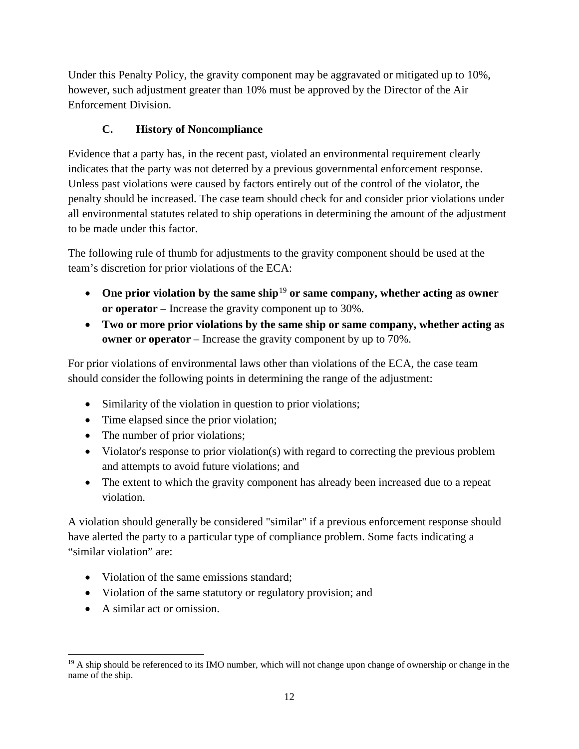Under this Penalty Policy, the gravity component may be aggravated or mitigated up to 10%, however, such adjustment greater than 10% must be approved by the Director of the Air Enforcement Division.

### C. History of Noncompliance

Evidence that a party has, in the recent past, violated an environmental requirement clearly indicates that the party was not deterred by a previous governmental enforcement response. Unless past violations were caused by factors entirely out of the control of the violator, the penalty should be increased. The case team should check for and consider prior violations under all environmental statutes related to ship operations in determining the amount of the adjustment to be made under this factor.

The following rule of thumb for adjustments to the gravity component should be used at the team's discretion for prior violations of the ECA:

- **One prior violation by the same ship**[19] **or same company, whether acting as owner or operator** – Increase the gravity component up to 30%.
- **Two or more prior violations by the same ship or same company, whether acting as owner or operator** – Increase the gravity component by up to 70%.

For prior violations of environmental laws other than violations of the ECA, the case team should consider the following points in determining the range of the adjustment:

- Similarity of the violation in question to prior violations;
- Time elapsed since the prior violation;
- The number of prior violations;
- Violator's response to prior violation(s) with regard to correcting the previous problem and attempts to avoid future violations; and
- The extent to which the gravity component has already been increased due to a repeat violation.

A violation should generally be considered "similar" if a previous enforcement response should have alerted the party to a particular type of compliance problem. Some facts indicating a "similar violation" are:

- Violation of the same emissions standard;
- Violation of the same statutory or regulatory provision; and
- A similar act or omission.

---

[19] A ship should be referenced to its IMO number, which will not change upon change of ownership or change in the name of the ship.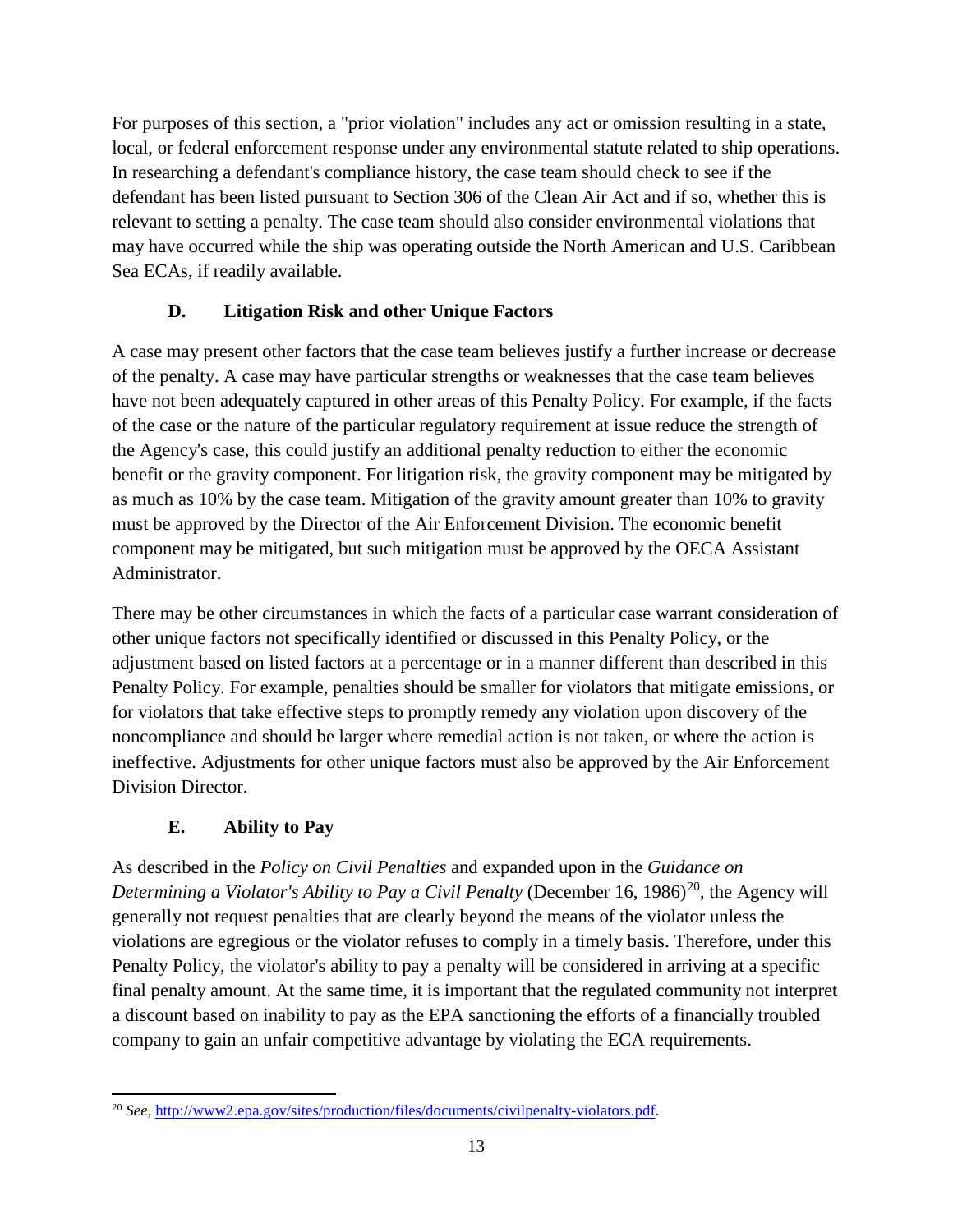For purposes of this section, a "prior violation" includes any act or omission resulting in a state, local, or federal enforcement response under any environmental statute related to ship operations. In researching a defendant's compliance history, the case team should check to see if the defendant has been listed pursuant to Section 306 of the Clean Air Act and if so, whether this is relevant to setting a penalty. The case team should also consider environmental violations that may have occurred while the ship was operating outside the North American and U.S. Caribbean Sea ECAs, if readily available.

### D. Litigation Risk and other Unique Factors

A case may present other factors that the case team believes justify a further increase or decrease of the penalty. A case may have particular strengths or weaknesses that the case team believes have not been adequately captured in other areas of this Penalty Policy. For example, if the facts of the case or the nature of the particular regulatory requirement at issue reduce the strength of the Agency's case, this could justify an additional penalty reduction to either the economic benefit or the gravity component. For litigation risk, the gravity component may be mitigated by as much as 10% by the case team. Mitigation of the gravity amount greater than 10% to gravity must be approved by the Director of the Air Enforcement Division. The economic benefit component may be mitigated, but such mitigation must be approved by the OECA Assistant Administrator.

There may be other circumstances in which the facts of a particular case warrant consideration of other unique factors not specifically identified or discussed in this Penalty Policy, or the adjustment based on listed factors at a percentage or in a manner different than described in this Penalty Policy. For example, penalties should be smaller for violators that mitigate emissions, or for violators that take effective steps to promptly remedy any violation upon discovery of the noncompliance and should be larger where remedial action is not taken, or where the action is ineffective. Adjustments for other unique factors must also be approved by the Air Enforcement Division Director.

### E. Ability to Pay

As described in the *Policy on Civil Penalties* and expanded upon in the *Guidance on Determining a Violator's Ability to Pay a Civil Penalty* (December 16, 1986)[20], the Agency will generally not request penalties that are clearly beyond the means of the violator unless the violations are egregious or the violator refuses to comply in a timely basis. Therefore, under this Penalty Policy, the violator's ability to pay a penalty will be considered in arriving at a specific final penalty amount. At the same time, it is important that the regulated community not interpret a discount based on inability to pay as the EPA sanctioning the efforts of a financially troubled company to gain an unfair competitive advantage by violating the ECA requirements.

[20] *See*, http://www2.epa.gov/sites/production/files/documents/civilpenalty-violators.pdf.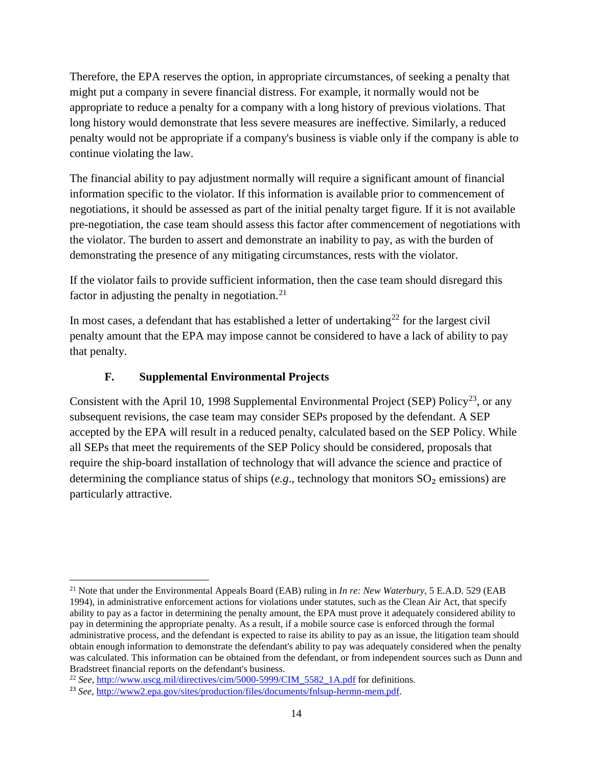Therefore, the EPA reserves the option, in appropriate circumstances, of seeking a penalty that might put a company in severe financial distress. For example, it normally would not be appropriate to reduce a penalty for a company with a long history of previous violations. That long history would demonstrate that less severe measures are ineffective. Similarly, a reduced penalty would not be appropriate if a company's business is viable only if the company is able to continue violating the law.

The financial ability to pay adjustment normally will require a significant amount of financial information specific to the violator. If this information is available prior to commencement of negotiations, it should be assessed as part of the initial penalty target figure. If it is not available pre-negotiation, the case team should assess this factor after commencement of negotiations with the violator. The burden to assert and demonstrate an inability to pay, as with the burden of demonstrating the presence of any mitigating circumstances, rests with the violator.

If the violator fails to provide sufficient information, then the case team should disregard this factor in adjusting the penalty in negotiation.[21]

In most cases, a defendant that has established a letter of undertaking[22] for the largest civil penalty amount that the EPA may impose cannot be considered to have a lack of ability to pay that penalty.

### F. Supplemental Environmental Projects

Consistent with the April 10, 1998 Supplemental Environmental Project (SEP) Policy[23], or any subsequent revisions, the case team may consider SEPs proposed by the defendant. A SEP accepted by the EPA will result in a reduced penalty, calculated based on the SEP Policy. While all SEPs that meet the requirements of the SEP Policy should be considered, proposals that require the ship-board installation of technology that will advance the science and practice of determining the compliance status of ships (*e.g*., technology that monitors $SO_2$ emissions) are particularly attractive.

---

[21] Note that under the Environmental Appeals Board (EAB) ruling in *In re: New Waterbury*, 5 E.A.D. 529 (EAB 1994), in administrative enforcement actions for violations under statutes, such as the Clean Air Act, that specify ability to pay as a factor in determining the penalty amount, the EPA must prove it adequately considered ability to pay in determining the appropriate penalty. As a result, if a mobile source case is enforced through the formal administrative process, and the defendant is expected to raise its ability to pay as an issue, the litigation team should obtain enough information to demonstrate the defendant's ability to pay was adequately considered when the penalty was calculated. This information can be obtained from the defendant, or from independent sources such as Dunn and Bradstreet financial reports on the defendant's business.

[22] *See*, http://www.uscg.mil/directives/cim/5000-5999/CIM_5582_1A.pdf for definitions.

[23] *See*, http://www2.epa.gov/sites/production/files/documents/fnlsup-hermn-mem.pdf.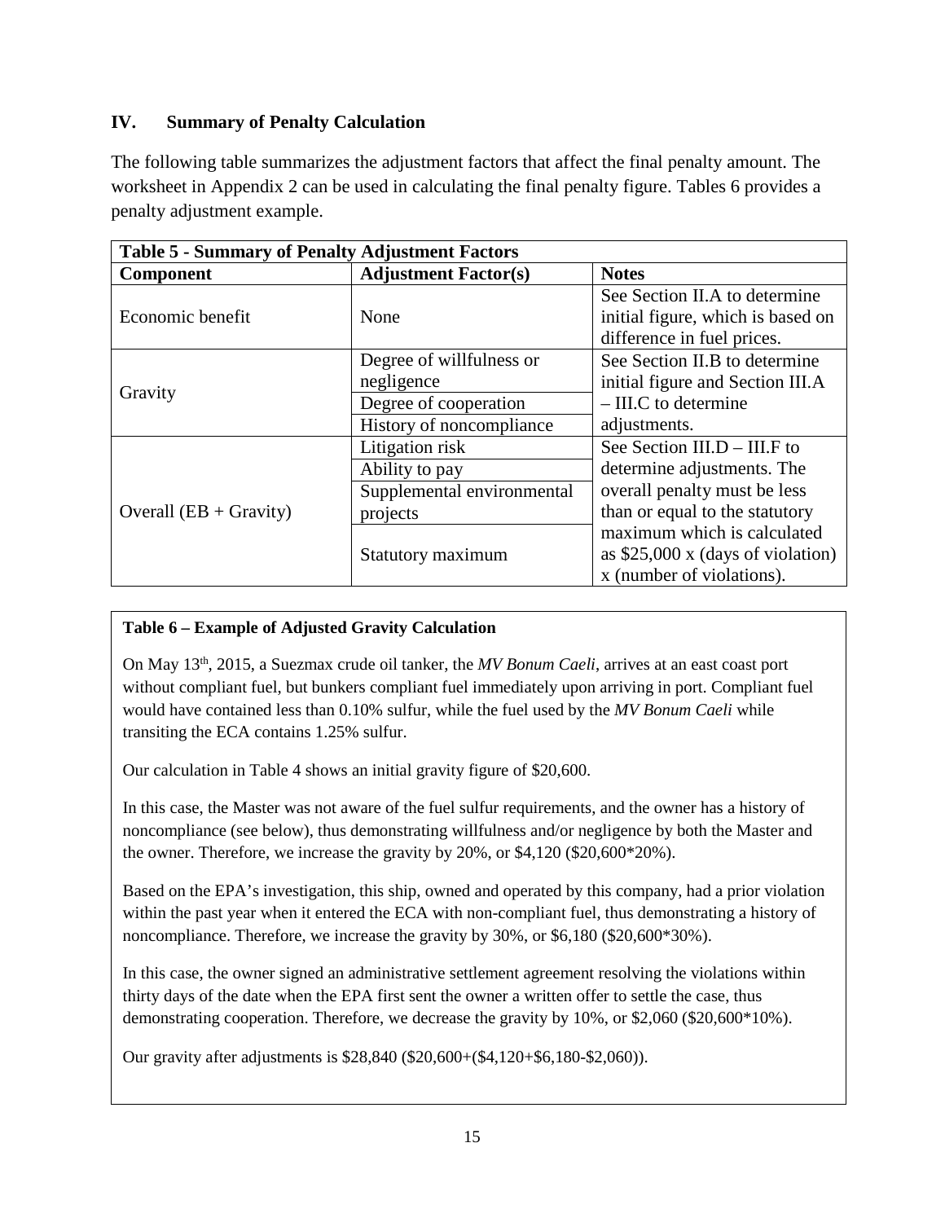## IV. Summary of Penalty Calculation

The following table summarizes the adjustment factors that affect the final penalty amount. The worksheet in Appendix 2 can be used in calculating the final penalty figure. Tables 6 provides a penalty adjustment example.

| **Table 5 - Summary of Penalty Adjustment Factors** | | |
|---|---|---|
| **Component** | **Adjustment Factor(s)** | **Notes** |
| Economic benefit | None | See Section II.A to determine initial figure, which is based on difference in fuel prices. |
| Gravity | Degree of willfulness or negligence | See Section II.B to determine initial figure and Section III.A – III.C to determine adjustments. |
| | Degree of cooperation | |
| | History of noncompliance | |
| Overall (EB + Gravity) | Litigation risk | See Section III.D – III.F to determine adjustments. The overall penalty must be less than or equal to the statutory maximum which is calculated as \$25,000 x (days of violation) x (number of violations). |
| | Ability to pay | |
| | Supplemental environmental projects | |
| | Statutory maximum | |

**Table 6 – Example of Adjusted Gravity Calculation**

On May 13th, 2015, a Suezmax crude oil tanker, the *MV Bonum Caeli*, arrives at an east coast port without compliant fuel, but bunkers compliant fuel immediately upon arriving in port. Compliant fuel would have contained less than 0.10% sulfur, while the fuel used by the *MV Bonum Caeli* while transiting the ECA contains 1.25% sulfur.

Our calculation in Table 4 shows an initial gravity figure of \$20,600.

In this case, the Master was not aware of the fuel sulfur requirements, and the owner has a history of noncompliance (see below), thus demonstrating willfulness and/or negligence by both the Master and the owner. Therefore, we increase the gravity by 20%, or \$4,120 (\$20,600*20%).

Based on the EPA's investigation, this ship, owned and operated by this company, had a prior violation within the past year when it entered the ECA with non-compliant fuel, thus demonstrating a history of noncompliance. Therefore, we increase the gravity by 30%, or \$6,180 (\$20,600*30%).

In this case, the owner signed an administrative settlement agreement resolving the violations within thirty days of the date when the EPA first sent the owner a written offer to settle the case, thus demonstrating cooperation. Therefore, we decrease the gravity by 10%, or \$2,060 (\$20,600*10%).

Our gravity after adjustments is \$28,840 (\$20,600+(\$4,120+\$6,180-\$2,060)).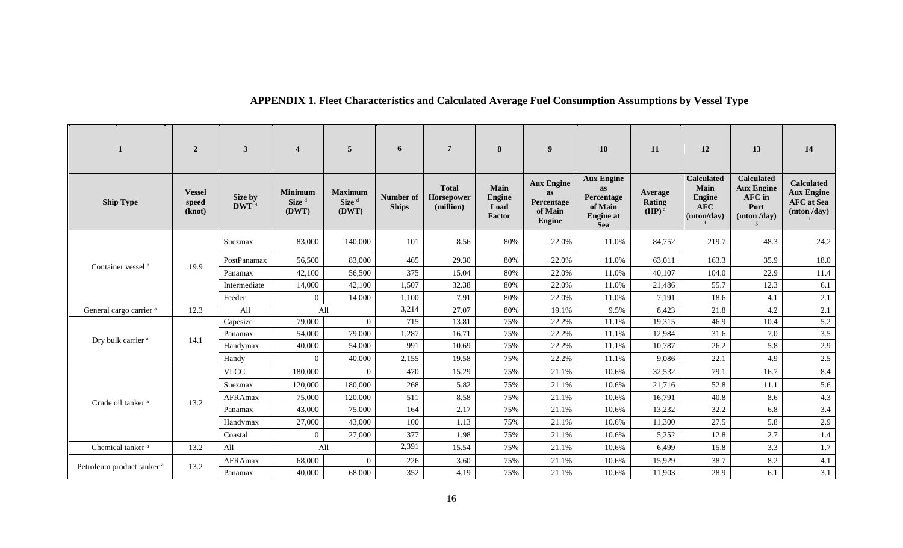## APPENDIX 1. Fleet Characteristics and Calculated Average Fuel Consumption Assumptions by Vessel Type

| 1 | 2 | 3 | 4 | 5 | 6 | 7 | 8 | 9 | 10 | 11 | 12 | 13 | 14 |
|---|---|---|---|---|---|---|---|---|---|---|---|---|---|
| **Ship Type** | **Vessel speed (knot)** | **Size by DWT** [d] | **Minimum Size** [d] **(DWT)** | **Maximum Size** [d] **(DWT)** | **Number of Ships** | **Total Horsepower (million)** | **Main Engine Load Factor** | **Aux Engine as Percentage of Main Engine** | **Aux Engine as Percentage of Main Engine at Sea** | **Average Rating (HP)** [e] | **Calculated Main Engine AFC (mton/day)** [f] | **Calculated Aux Engine AFC in Port (mton /day)** [g] | **Calculated Aux Engine AFC at Sea (mton /day)** [h] |
| Container vessel [a] | 19.9 | Suezmax | 83,000 | 140,000 | 101 | 8.56 | 80% | 22.0% | 11.0% | 84,752 | 219.7 | 48.3 | 24.2 |
| | | PostPanamax | 56,500 | 83,000 | 465 | 29.30 | 80% | 22.0% | 11.0% | 63,011 | 163.3 | 35.9 | 18.0 |
| | | Panamax | 42,100 | 56,500 | 375 | 15.04 | 80% | 22.0% | 11.0% | 40,107 | 104.0 | 22.9 | 11.4 |
| | | Intermediate | 14,000 | 42,100 | 1,507 | 32.38 | 80% | 22.0% | 11.0% | 21,486 | 55.7 | 12.3 | 6.1 |
| | | Feeder | 0 | 14,000 | 1,100 | 7.91 | 80% | 22.0% | 11.0% | 7,191 | 18.6 | 4.1 | 2.1 |
| General cargo carrier [a] | 12.3 | All | All | | 3,214 | 27.07 | 80% | 19.1% | 9.5% | 8,423 | 21.8 | 4.2 | 2.1 |
| Dry bulk carrier [a] | 14.1 | Capesize | 79,000 | 0 | 715 | 13.81 | 75% | 22.2% | 11.1% | 19,315 | 46.9 | 10.4 | 5.2 |
| | | Panamax | 54,000 | 79,000 | 1,287 | 16.71 | 75% | 22.2% | 11.1% | 12,984 | 31.6 | 7.0 | 3.5 |
| | | Handymax | 40,000 | 54,000 | 991 | 10.69 | 75% | 22.2% | 11.1% | 10,787 | 26.2 | 5.8 | 2.9 |
| | | Handy | 0 | 40,000 | 2,155 | 19.58 | 75% | 22.2% | 11.1% | 9,086 | 22.1 | 4.9 | 2.5 |
| Crude oil tanker [a] | 13.2 | VLCC | 180,000 | 0 | 470 | 15.29 | 75% | 21.1% | 10.6% | 32,532 | 79.1 | 16.7 | 8.4 |
| | | Suezmax | 120,000 | 180,000 | 268 | 5.82 | 75% | 21.1% | 10.6% | 21,716 | 52.8 | 11.1 | 5.6 |
| | | AFRAmax | 75,000 | 120,000 | 511 | 8.58 | 75% | 21.1% | 10.6% | 16,791 | 40.8 | 8.6 | 4.3 |
| | | Panamax | 43,000 | 75,000 | 164 | 2.17 | 75% | 21.1% | 10.6% | 13,232 | 32.2 | 6.8 | 3.4 |
| | | Handymax | 27,000 | 43,000 | 100 | 1.13 | 75% | 21.1% | 10.6% | 11,300 | 27.5 | 5.8 | 2.9 |
| | | Coastal | 0 | 27,000 | 377 | 1.98 | 75% | 21.1% | 10.6% | 5,252 | 12.8 | 2.7 | 1.4 |
| Chemical tanker [a] | 13.2 | All | All | | 2,391 | 15.54 | 75% | 21.1% | 10.6% | 6,499 | 15.8 | 3.3 | 1.7 |
| Petroleum product tanker [a] | 13.2 | AFRAmax | 68,000 | 0 | 226 | 3.60 | 75% | 21.1% | 10.6% | 15,929 | 38.7 | 8.2 | 4.1 |
| | | Panamax | 40,000 | 68,000 | 352 | 4.19 | 75% | 21.1% | 10.6% | 11,903 | 28.9 | 6.1 | 3.1 |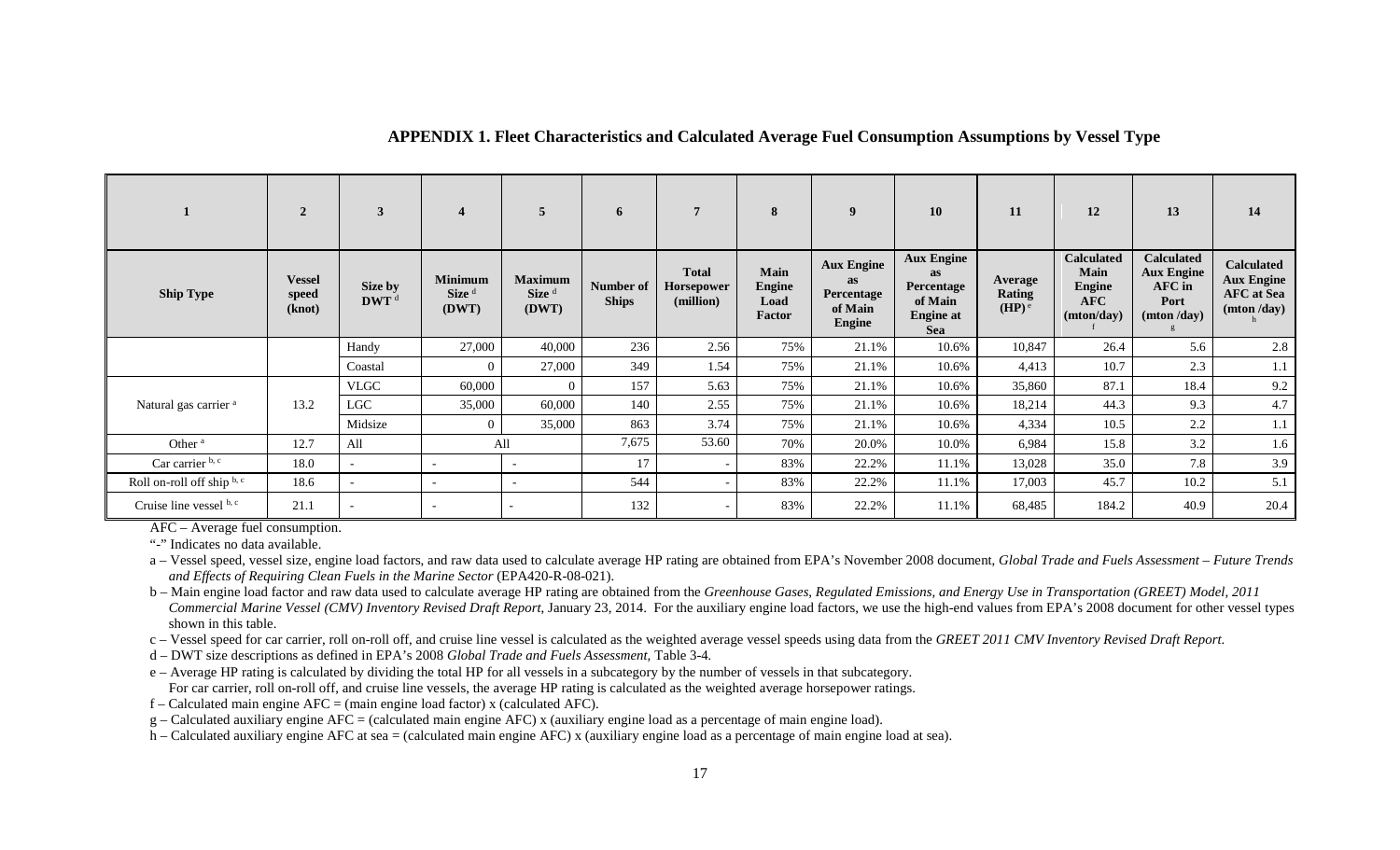**APPENDIX 1. Fleet Characteristics and Calculated Average Fuel Consumption Assumptions by Vessel Type**

| 1 | 2 | 3 | 4 | 5 | 6 | 7 | 8 | 9 | 10 | 11 | 12 | 13 | 14 |
|---|---|---|---|---|---|---|---|---|---|---|---|---|---|
| **Ship Type** | **Vessel speed (knot)** | **Size by DWT [d]** | **Minimum Size [d] (DWT)** | **Maximum Size [d] (DWT)** | **Number of Ships** | **Total Horsepower (million)** | **Main Engine Load Factor** | **Aux Engine as Percentage of Main Engine** | **Aux Engine as Percentage of Main Engine at Sea** | **Average Rating (HP) [e]** | **Calculated Main Engine AFC (mton/day) [f]** | **Calculated Aux Engine AFC in Port (mton /day) [g]** | **Calculated Aux Engine AFC at Sea (mton /day) [h]** |
| | | Handy | 27,000 | 40,000 | 236 | 2.56 | 75% | 21.1% | 10.6% | 10,847 | 26.4 | 5.6 | 2.8 |
| | | Coastal | 0 | 27,000 | 349 | 1.54 | 75% | 21.1% | 10.6% | 4,413 | 10.7 | 2.3 | 1.1 |
| Natural gas carrier [a] | 13.2 | VLGC | 60,000 | 0 | 157 | 5.63 | 75% | 21.1% | 10.6% | 35,860 | 87.1 | 18.4 | 9.2 |
| | | LGC | 35,000 | 60,000 | 140 | 2.55 | 75% | 21.1% | 10.6% | 18,214 | 44.3 | 9.3 | 4.7 |
| | | Midsize | 0 | 35,000 | 863 | 3.74 | 75% | 21.1% | 10.6% | 4,334 | 10.5 | 2.2 | 1.1 |
| Other [a] | 12.7 | All | All | | 7,675 | 53.60 | 70% | 20.0% | 10.0% | 6,984 | 15.8 | 3.2 | 1.6 |
| Car carrier [b, c] | 18.0 | - | - | - | 17 | - | 83% | 22.2% | 11.1% | 13,028 | 35.0 | 7.8 | 3.9 |
| Roll on-roll off ship [b, c] | 18.6 | - | - | - | 544 | - | 83% | 22.2% | 11.1% | 17,003 | 45.7 | 10.2 | 5.1 |
| Cruise line vessel [b, c] | 21.1 | - | - | - | 132 | - | 83% | 22.2% | 11.1% | 68,485 | 184.2 | 40.9 | 20.4 |

AFC – Average fuel consumption.

"-" Indicates no data available.

a – Vessel speed, vessel size, engine load factors, and raw data used to calculate average HP rating are obtained from EPA's November 2008 document, *Global Trade and Fuels Assessment – Future Trends and Effects of Requiring Clean Fuels in the Marine Sector* (EPA420-R-08-021).

b – Main engine load factor and raw data used to calculate average HP rating are obtained from the *Greenhouse Gases, Regulated Emissions, and Energy Use in Transportation (GREET) Model, 2011 Commercial Marine Vessel (CMV) Inventory Revised Draft Report*, January 23, 2014. For the auxiliary engine load factors, we use the high-end values from EPA's 2008 document for other vessel types shown in this table.

c – Vessel speed for car carrier, roll on-roll off, and cruise line vessel is calculated as the weighted average vessel speeds using data from the *GREET 2011 CMV Inventory Revised Draft Report*.

d – DWT size descriptions as defined in EPA's 2008 *Global Trade and Fuels Assessment*, Table 3-4.

e – Average HP rating is calculated by dividing the total HP for all vessels in a subcategory by the number of vessels in that subcategory. For car carrier, roll on-roll off, and cruise line vessels, the average HP rating is calculated as the weighted average horsepower ratings.

f – Calculated main engine AFC = (main engine load factor) x (calculated AFC).

g – Calculated auxiliary engine AFC = (calculated main engine AFC) x (auxiliary engine load as a percentage of main engine load).

h – Calculated auxiliary engine AFC at sea = (calculated main engine AFC) x (auxiliary engine load as a percentage of main engine load at sea).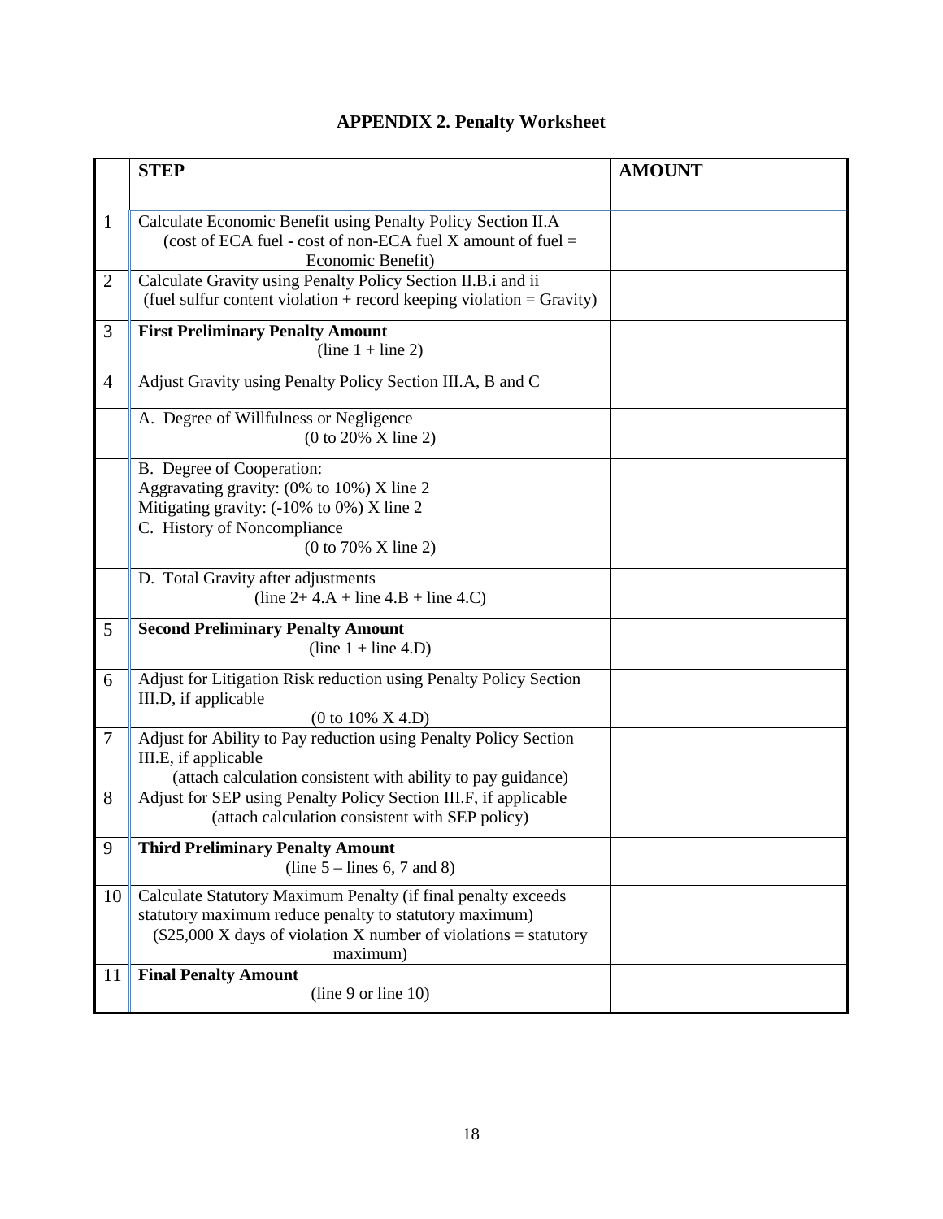# APPENDIX 2. Penalty Worksheet

| | STEP | AMOUNT |
|---|---|---|
| 1 | Calculate Economic Benefit using Penalty Policy Section II.A (cost of ECA fuel - cost of non-ECA fuel X amount of fuel = Economic Benefit) | |
| 2 | Calculate Gravity using Penalty Policy Section II.B.i and ii (fuel sulfur content violation + record keeping violation = Gravity) | |
| 3 | **First Preliminary Penalty Amount** (line 1 + line 2) | |
| 4 | Adjust Gravity using Penalty Policy Section III.A, B and C | |
| | A. Degree of Willfulness or Negligence (0 to 20% X line 2) | |
| | B. Degree of Cooperation: Aggravating gravity: (0% to 10%) X line 2 Mitigating gravity: (-10% to 0%) X line 2 | |
| | C. History of Noncompliance (0 to 70% X line 2) | |
| | D. Total Gravity after adjustments (line 2+ 4.A + line 4.B + line 4.C) | |
| 5 | **Second Preliminary Penalty Amount** (line 1 + line 4.D) | |
| 6 | Adjust for Litigation Risk reduction using Penalty Policy Section III.D, if applicable (0 to 10% X 4.D) | |
| 7 | Adjust for Ability to Pay reduction using Penalty Policy Section III.E, if applicable (attach calculation consistent with ability to pay guidance) | |
| 8 | Adjust for SEP using Penalty Policy Section III.F, if applicable (attach calculation consistent with SEP policy) | |
| 9 | **Third Preliminary Penalty Amount** (line 5 – lines 6, 7 and 8) | |
| 10 | Calculate Statutory Maximum Penalty (if final penalty exceeds statutory maximum reduce penalty to statutory maximum) ($25,000 X days of violation X number of violations = statutory maximum) | |
| 11 | **Final Penalty Amount** (line 9 or line 10) | |